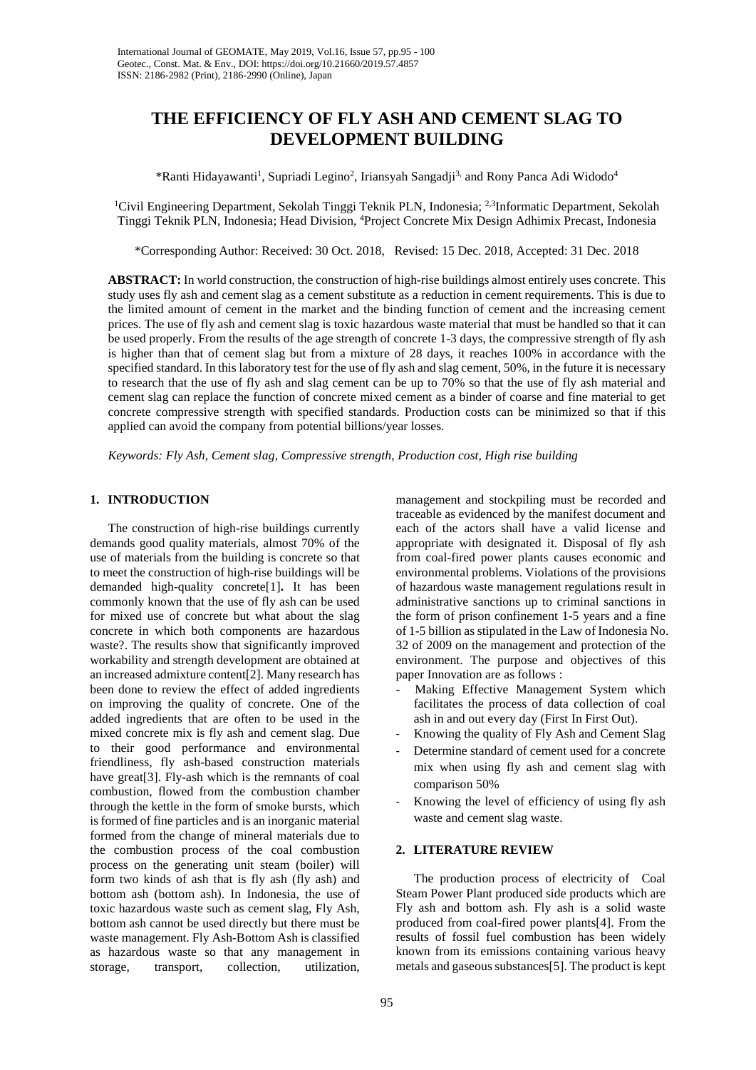# THE EFFICIENCY OF FLY ASH AND CEMENT SLAG TO DEVELOPMENT BUILDING

*Ranti Hidayawanti[1], Supriadi Legino[2], Iriansyah Sangadji[3,] and Rony Panca Adi Widodo[4]

[1]Civil Engineering Department, Sekolah Tinggi Teknik PLN, Indonesia; [2,3]Informatic Department, Sekolah Tinggi Teknik PLN, Indonesia; Head Division, [4]Project Concrete Mix Design Adhimix Precast, Indonesia

*Corresponding Author: Received: 30 Oct. 2018, Revised: 15 Dec. 2018, Accepted: 31 Dec. 2018

**ABSTRACT:** In world construction, the construction of high-rise buildings almost entirely uses concrete. This study uses fly ash and cement slag as a cement substitute as a reduction in cement requirements. This is due to the limited amount of cement in the market and the binding function of cement and the increasing cement prices. The use of fly ash and cement slag is toxic hazardous waste material that must be handled so that it can be used properly. From the results of the age strength of concrete 1-3 days, the compressive strength of fly ash is higher than that of cement slag but from a mixture of 28 days, it reaches 100% in accordance with the specified standard. In this laboratory test for the use of fly ash and slag cement, 50%, in the future it is necessary to research that the use of fly ash and slag cement can be up to 70% so that the use of fly ash material and cement slag can replace the function of concrete mixed cement as a binder of coarse and fine material to get concrete compressive strength with specified standards. Production costs can be minimized so that if this applied can avoid the company from potential billions/year losses.

*Keywords: Fly Ash, Cement slag, Compressive strength, Production cost, High rise building*

## 1. INTRODUCTION

The construction of high-rise buildings currently demands good quality materials, almost 70% of the use of materials from the building is concrete so that to meet the construction of high-rise buildings will be demanded high-quality concrete[1]**.** It has been commonly known that the use of fly ash can be used for mixed use of concrete but what about the slag concrete in which both components are hazardous waste?. The results show that significantly improved workability and strength development are obtained at an increased admixture content[2]. Many research has been done to review the effect of added ingredients on improving the quality of concrete. One of the added ingredients that are often to be used in the mixed concrete mix is fly ash and cement slag. Due to their good performance and environmental friendliness, fly ash-based construction materials have great[3]. Fly-ash which is the remnants of coal combustion, flowed from the combustion chamber through the kettle in the form of smoke bursts, which is formed of fine particles and is an inorganic material formed from the change of mineral materials due to the combustion process of the coal combustion process on the generating unit steam (boiler) will form two kinds of ash that is fly ash (fly ash) and bottom ash (bottom ash). In Indonesia, the use of toxic hazardous waste such as cement slag, Fly Ash, bottom ash cannot be used directly but there must be waste management. Fly Ash-Bottom Ash is classified as hazardous waste so that any management in storage, transport, collection, utilization, management and stockpiling must be recorded and traceable as evidenced by the manifest document and each of the actors shall have a valid license and appropriate with designated it. Disposal of fly ash from coal-fired power plants causes economic and environmental problems. Violations of the provisions of hazardous waste management regulations result in administrative sanctions up to criminal sanctions in the form of prison confinement 1-5 years and a fine of 1-5 billion as stipulated in the Law of Indonesia No. 32 of 2009 on the management and protection of the environment. The purpose and objectives of this paper Innovation are as follows :

- Making Effective Management System which facilitates the process of data collection of coal ash in and out every day (First In First Out).
- Knowing the quality of Fly Ash and Cement Slag
- Determine standard of cement used for a concrete mix when using fly ash and cement slag with comparison 50%
- Knowing the level of efficiency of using fly ash waste and cement slag waste.

## 2. LITERATURE REVIEW

The production process of electricity of Coal Steam Power Plant produced side products which are Fly ash and bottom ash. Fly ash is a solid waste produced from coal-fired power plants[4]. From the results of fossil fuel combustion has been widely known from its emissions containing various heavy metals and gaseous substances[5]. The product is kept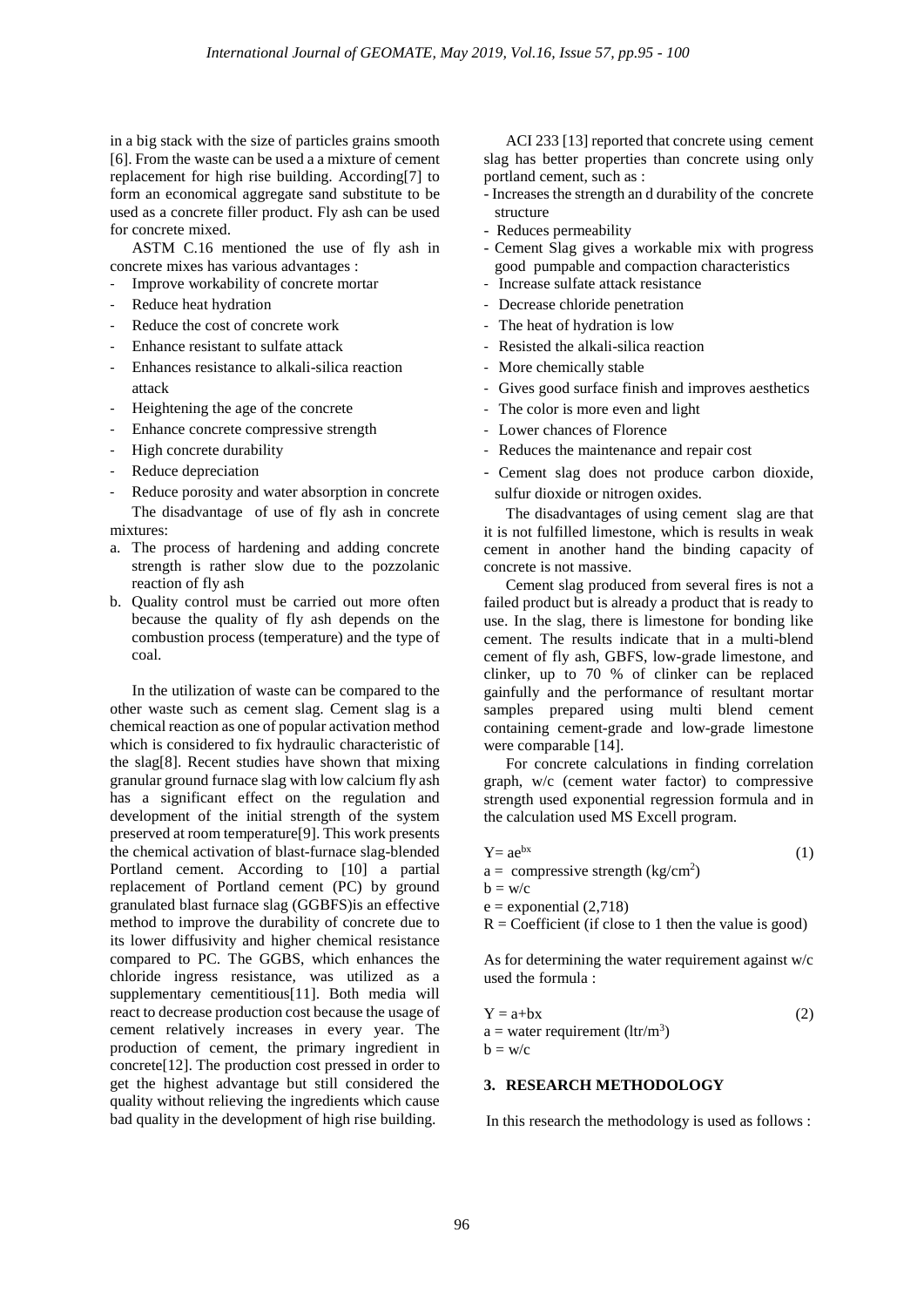in a big stack with the size of particles grains smooth [6]. From the waste can be used a a mixture of cement replacement for high rise building. According[7] to form an economical aggregate sand substitute to be used as a concrete filler product. Fly ash can be used for concrete mixed.

ASTM C.16 mentioned the use of fly ash in concrete mixes has various advantages :

- Improve workability of concrete mortar
- Reduce heat hydration
- Reduce the cost of concrete work
- Enhance resistant to sulfate attack
- Enhances resistance to alkali-silica reaction attack
- Heightening the age of the concrete
- Enhance concrete compressive strength
- High concrete durability
- Reduce depreciation
- Reduce porosity and water absorption in concrete

The disadvantage of use of fly ash in concrete mixtures:

a. The process of hardening and adding concrete strength is rather slow due to the pozzolanic reaction of fly ash
b. Quality control must be carried out more often because the quality of fly ash depends on the combustion process (temperature) and the type of coal.

In the utilization of waste can be compared to the other waste such as cement slag. Cement slag is a chemical reaction as one of popular activation method which is considered to fix hydraulic characteristic of the slag[8]. Recent studies have shown that mixing granular ground furnace slag with low calcium fly ash has a significant effect on the regulation and development of the initial strength of the system preserved at room temperature[9]. This work presents the chemical activation of blast-furnace slag-blended Portland cement. According to [10] a partial replacement of Portland cement (PC) by ground granulated blast furnace slag (GGBFS)is an effective method to improve the durability of concrete due to its lower diffusivity and higher chemical resistance compared to PC. The GGBS, which enhances the chloride ingress resistance, was utilized as a supplementary cementitious[11]. Both media will react to decrease production cost because the usage of cement relatively increases in every year. The production of cement, the primary ingredient in concrete[12]. The production cost pressed in order to get the highest advantage but still considered the quality without relieving the ingredients which cause bad quality in the development of high rise building.

ACI 233 [13] reported that concrete using cement slag has better properties than concrete using only portland cement, such as :

- Increases the strength an d durability of the concrete structure
- Reduces permeability
- Cement Slag gives a workable mix with progress good pumpable and compaction characteristics
- Increase sulfate attack resistance
- Decrease chloride penetration
- The heat of hydration is low
- Resisted the alkali-silica reaction
- More chemically stable
- Gives good surface finish and improves aesthetics
- The color is more even and light
- Lower chances of Florence
- Reduces the maintenance and repair cost
- Cement slag does not produce carbon dioxide, sulfur dioxide or nitrogen oxides.

The disadvantages of using cement slag are that it is not fulfilled limestone, which is results in weak cement in another hand the binding capacity of concrete is not massive.

Cement slag produced from several fires is not a failed product but is already a product that is ready to use. In the slag, there is limestone for bonding like cement. The results indicate that in a multi-blend cement of fly ash, GBFS, low-grade limestone, and clinker, up to 70 % of clinker can be replaced gainfully and the performance of resultant mortar samples prepared using multi blend cement containing cement-grade and low-grade limestone were comparable [14].

For concrete calculations in finding correlation graph, w/c (cement water factor) to compressive strength used exponential regression formula and in the calculation used MS Excell program.

$$Y = ae^{bx} \tag{1}$$

a = compressive strength ($kg/cm^2$)
b = w/c
e = exponential (2,718)
R = Coefficient (if close to 1 then the value is good)

As for determining the water requirement against w/c used the formula :

$$Y = a+bx \tag{2}$$

a = water requirement ($ltr/m^3$)
b = w/c

## 3. RESEARCH METHODOLOGY

In this research the methodology is used as follows :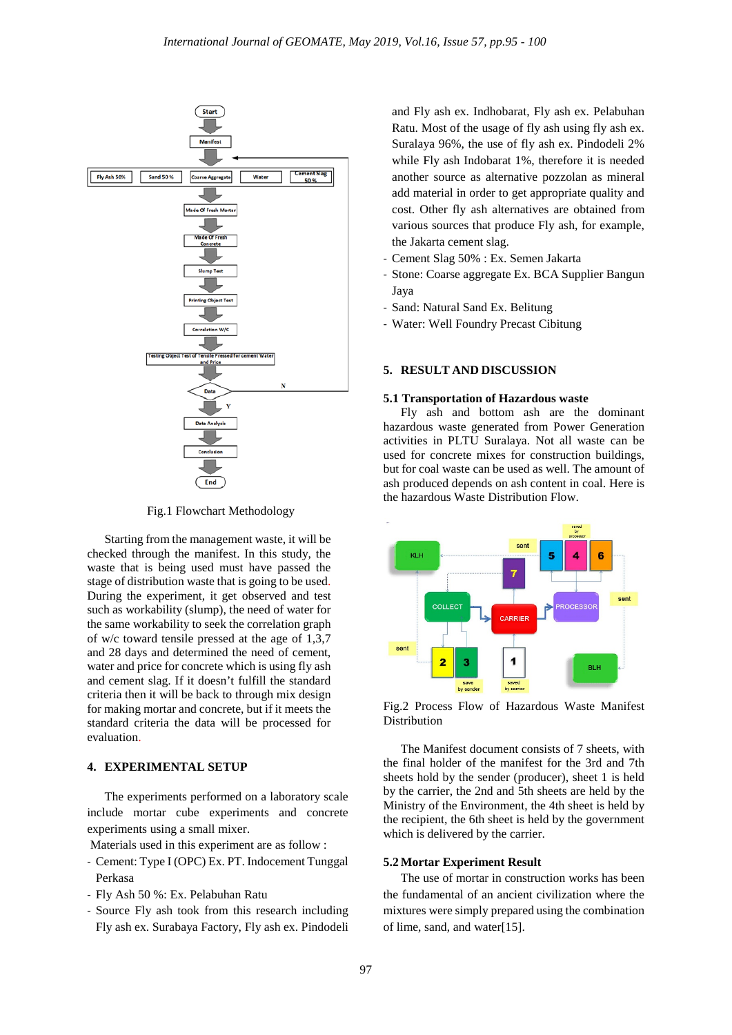Fig.1 Flowchart Methodology

Starting from the management waste, it will be checked through the manifest. In this study, the waste that is being used must have passed the stage of distribution waste that is going to be used. During the experiment, it get observed and test such as workability (slump), the need of water for the same workability to seek the correlation graph of w/c toward tensile pressed at the age of 1,3,7 and 28 days and determined the need of cement, water and price for concrete which is using fly ash and cement slag. If it doesn't fulfill the standard criteria then it will be back to through mix design for making mortar and concrete, but if it meets the standard criteria the data will be processed for evaluation.

## 4. EXPERIMENTAL SETUP

The experiments performed on a laboratory scale include mortar cube experiments and concrete experiments using a small mixer.

Materials used in this experiment are as follow :

- Cement: Type I (OPC) Ex. PT. Indocement Tunggal Perkasa
- Fly Ash 50 %: Ex. Pelabuhan Ratu
- Source Fly ash took from this research including Fly ash ex. Surabaya Factory, Fly ash ex. Pindodeli and Fly ash ex. Indhobarat, Fly ash ex. Pelabuhan Ratu. Most of the usage of fly ash using fly ash ex. Suralaya 96%, the use of fly ash ex. Pindodeli 2% while Fly ash Indobarat 1%, therefore it is needed another source as alternative pozzolan as mineral add material in order to get appropriate quality and cost. Other fly ash alternatives are obtained from various sources that produce Fly ash, for example, the Jakarta cement slag.
- Cement Slag 50% : Ex. Semen Jakarta
- Stone: Coarse aggregate Ex. BCA Supplier Bangun Jaya
- Sand: Natural Sand Ex. Belitung
- Water: Well Foundry Precast Cibitung

## 5. RESULT AND DISCUSSION

### 5.1 Transportation of Hazardous waste

Fly ash and bottom ash are the dominant hazardous waste generated from Power Generation activities in PLTU Suralaya. Not all waste can be used for concrete mixes for construction buildings, but for coal waste can be used as well. The amount of ash produced depends on ash content in coal. Here is the hazardous Waste Distribution Flow.

Fig.2 Process Flow of Hazardous Waste Manifest Distribution

The Manifest document consists of 7 sheets, with the final holder of the manifest for the 3rd and 7th sheets hold by the sender (producer), sheet 1 is held by the carrier, the 2nd and 5th sheets are held by the Ministry of the Environment, the 4th sheet is held by the recipient, the 6th sheet is held by the government which is delivered by the carrier.

### 5.2 Mortar Experiment Result

The use of mortar in construction works has been the fundamental of an ancient civilization where the mixtures were simply prepared using the combination of lime, sand, and water[15].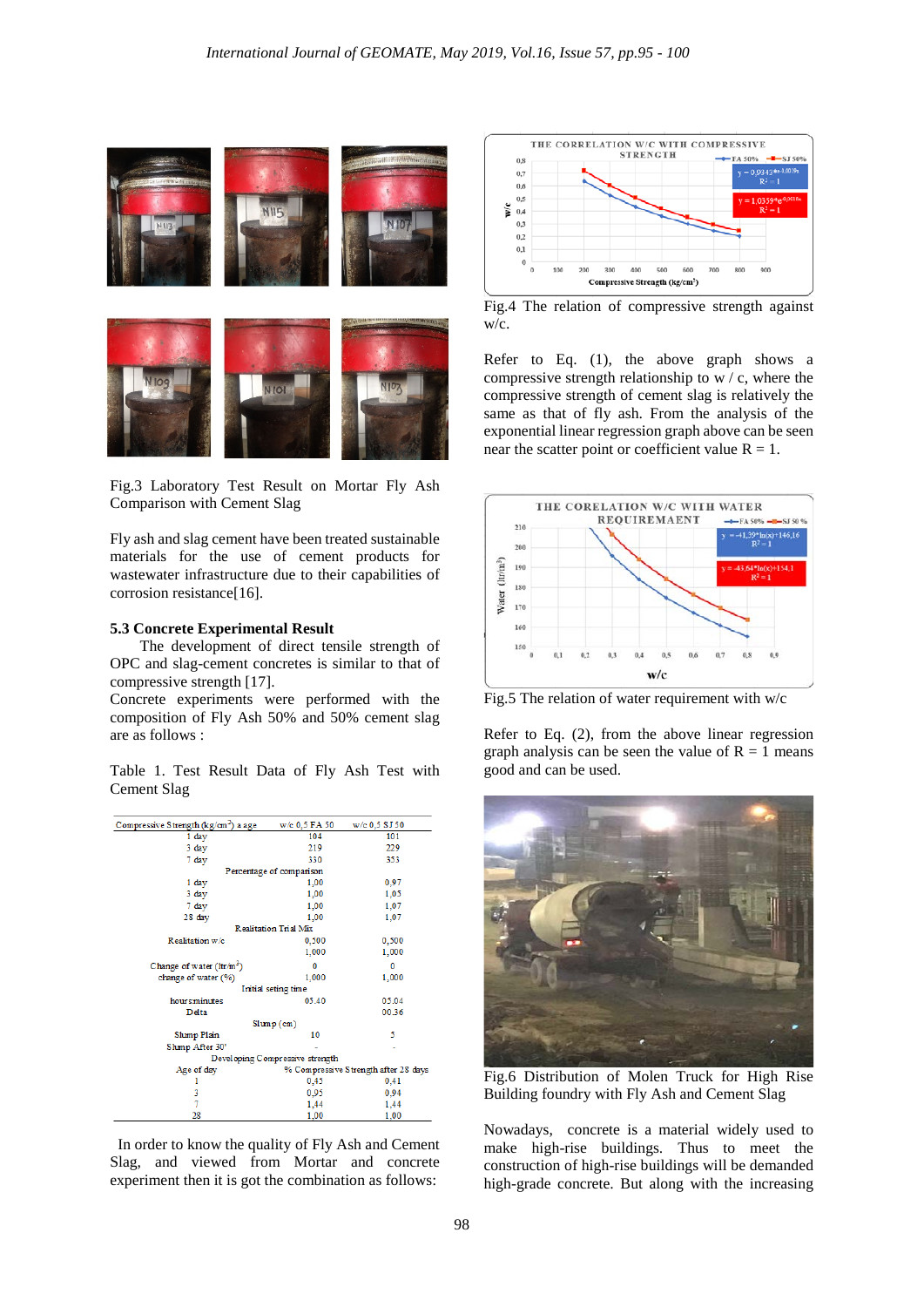Fig.3 Laboratory Test Result on Mortar Fly Ash Comparison with Cement Slag

Fly ash and slag cement have been treated sustainable materials for the use of cement products for wastewater infrastructure due to their capabilities of corrosion resistance[16].

### 5.3 Concrete Experimental Result

The development of direct tensile strength of OPC and slag-cement concretes is similar to that of compressive strength [17].

Concrete experiments were performed with the composition of Fly Ash 50% and 50% cement slag are as follows :

Table 1. Test Result Data of Fly Ash Test with Cement Slag

| Compressive Strength (kg/cm²) a age | w/c 0,5 FA 50 | w/c 0,5 SJ 50 |
|---|---|---|
| 1 day | 104 | 101 |
| 3 day | 219 | 229 |
| 7 day | 330 | 353 |
| Percentage of comparison | | |
| 1 day | 1,00 | 0,97 |
| 3 day | 1,00 | 1,05 |
| 7 day | 1,00 | 1,07 |
| 28 day | 1,00 | 1,07 |
| Realitation Trial Mix | | |
| Realitation w/c | 0,500 | 0,500 |
| | 1,000 | 1,000 |
| Change of water (ltr/m³) | 0 | 0 |
| change of water (%) | 1,000 | 1,000 |
| Initial seting time | | |
| hours:minutes | 05.40 | 05.04 |
| Delta | | 00.36 |
| Slump (cm) | | |
| Slump Plain | 10 | 5 |
| Slump After 30' | - | - |
| Developing Compressive strength | | |
| Age of day | % Compressive Strength after 28 days | |
| 1 | 0,45 | 0,41 |
| 3 | 0,95 | 0,94 |
| 7 | 1,44 | 1,44 |
| 28 | 1,00 | 1,00 |

In order to know the quality of Fly Ash and Cement Slag, and viewed from Mortar and concrete experiment then it is got the combination as follows:

Fig.4 The relation of compressive strength against w/c.

Refer to Eq. (1), the above graph shows a compressive strength relationship to w / c, where the compressive strength of cement slag is relatively the same as that of fly ash. From the analysis of the exponential linear regression graph above can be seen near the scatter point or coefficient value R = 1.

Fig.5 The relation of water requirement with w/c

Refer to Eq. (2), from the above linear regression graph analysis can be seen the value of R = 1 means good and can be used.

Fig.6 Distribution of Molen Truck for High Rise Building foundry with Fly Ash and Cement Slag

Nowadays, concrete is a material widely used to make high-rise buildings. Thus to meet the construction of high-rise buildings will be demanded high-grade concrete. But along with the increasing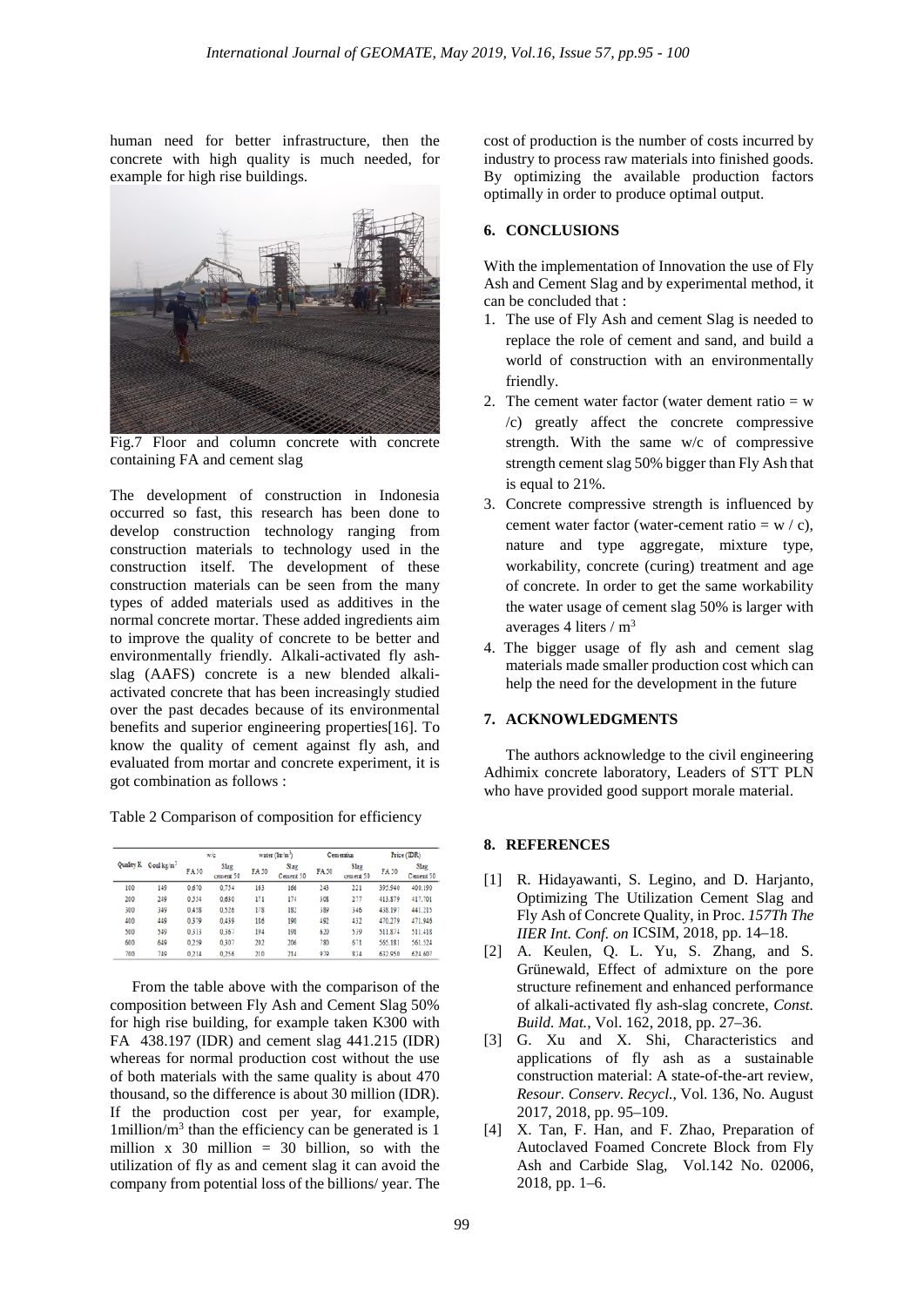human need for better infrastructure, then the concrete with high quality is much needed, for example for high rise buildings.

Fig.7 Floor and column concrete with concrete containing FA and cement slag

The development of construction in Indonesia occurred so fast, this research has been done to develop construction technology ranging from construction materials to technology used in the construction itself. The development of these construction materials can be seen from the many types of added materials used as additives in the normal concrete mortar. These added ingredients aim to improve the quality of concrete to be better and environmentally friendly. Alkali-activated fly ash-slag (AAFS) concrete is a new blended alkali-activated concrete that has been increasingly studied over the past decades because of its environmental benefits and superior engineering properties[16]. To know the quality of cement against fly ash, and evaluated from mortar and concrete experiment, it is got combination as follows :

Table 2 Comparison of composition for efficiency

| Quality K | Goal kg/m$^2$ | w/c | | water (ltr/m$^3$) | | Cementitus | | Price (IDR) | |
|---|---|---|---|---|---|---|---|---|---|
| | | FA 50 | Slag cement 50 | FA 50 | Slag Cement 50 | FA 50 | Slag cement 50 | FA 50 | Slag Cement 50 |
| 100 | 149 | 0.670 | 0.754 | 163 | 166 | 243 | 221 | 395.940 | 400.190 |
| 200 | 249 | 0.554 | 0.630 | 171 | 174 | 308 | 277 | 413.879 | 417.701 |
| 300 | 349 | 0.458 | 0.526 | 178 | 182 | 389 | 346 | 438.197 | 441.215 |
| 400 | 449 | 0.379 | 0.439 | 186 | 190 | 492 | 432 | 470.279 | 471.946 |
| 500 | 549 | 0.313 | 0.367 | 194 | 198 | 620 | 539 | 511.874 | 511.418 |
| 600 | 649 | 0.259 | 0.307 | 202 | 206 | 780 | 671 | 565.181 | 561.524 |
| 700 | 749 | 0.214 | 0.256 | 210 | 214 | 979 | 834 | 632.950 | 624.607 |

From the table above with the comparison of the composition between Fly Ash and Cement Slag 50% for high rise building, for example taken K300 with FA 438.197 (IDR) and cement slag 441.215 (IDR) whereas for normal production cost without the use of both materials with the same quality is about 470 thousand, so the difference is about 30 million (IDR). If the production cost per year, for example, 1million/m$^3$ than the efficiency can be generated is 1 million x 30 million = 30 billion, so with the utilization of fly as and cement slag it can avoid the company from potential loss of the billions/ year. The cost of production is the number of costs incurred by industry to process raw materials into finished goods. By optimizing the available production factors optimally in order to produce optimal output.

## 6. CONCLUSIONS

With the implementation of Innovation the use of Fly Ash and Cement Slag and by experimental method, it can be concluded that :

1. The use of Fly Ash and cement Slag is needed to replace the role of cement and sand, and build a world of construction with an environmentally friendly.
2. The cement water factor (water dement ratio = w /c) greatly affect the concrete compressive strength. With the same w/c of compressive strength cement slag 50% bigger than Fly Ash that is equal to 21%.
3. Concrete compressive strength is influenced by cement water factor (water-cement ratio = w / c), nature and type aggregate, mixture type, workability, concrete (curing) treatment and age of concrete. In order to get the same workability the water usage of cement slag 50% is larger with averages 4 liters / m$^3$
4. The bigger usage of fly ash and cement slag materials made smaller production cost which can help the need for the development in the future

## 7. ACKNOWLEDGMENTS

The authors acknowledge to the civil engineering Adhimix concrete laboratory, Leaders of STT PLN who have provided good support morale material.

## 8. REFERENCES

[1] R. Hidayawanti, S. Legino, and D. Harjanto, Optimizing The Utilization Cement Slag and Fly Ash of Concrete Quality, in Proc. *157Th The IIER Int. Conf. on* ICSIM, 2018, pp. 14–18.

[2] A. Keulen, Q. L. Yu, S. Zhang, and S. Grünewald, Effect of admixture on the pore structure refinement and enhanced performance of alkali-activated fly ash-slag concrete, *Const. Build. Mat.*, Vol. 162, 2018, pp. 27–36.

[3] G. Xu and X. Shi, Characteristics and applications of fly ash as a sustainable construction material: A state-of-the-art review, *Resour. Conserv. Recycl.*, Vol. 136, No. August 2017, 2018, pp. 95–109.

[4] X. Tan, F. Han, and F. Zhao, Preparation of Autoclaved Foamed Concrete Block from Fly Ash and Carbide Slag, Vol.142 No. 02006, 2018, pp. 1–6.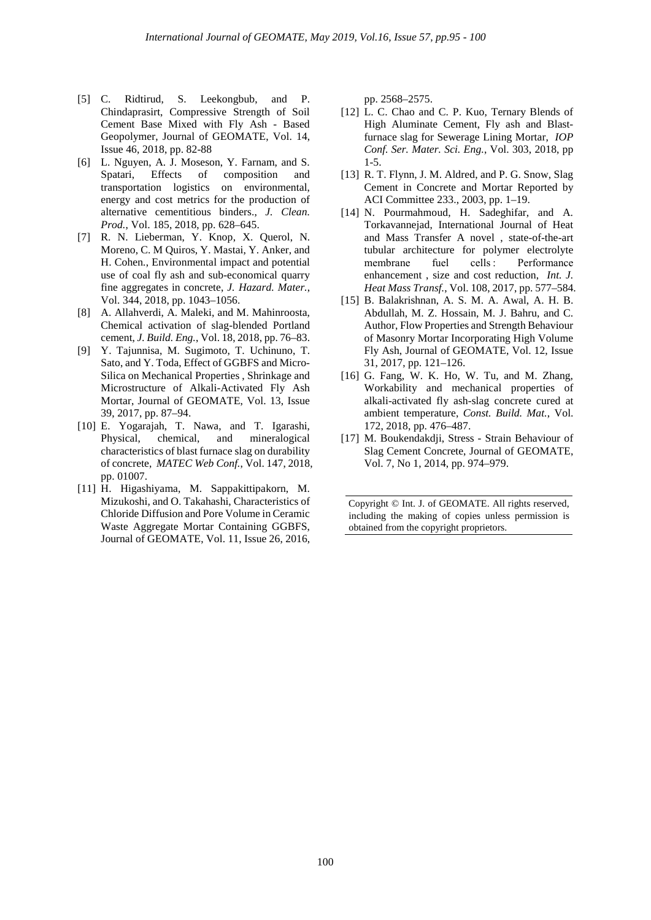[5] C. Ridtirud, S. Leekongbub, and P. Chindaprasirt, Compressive Strength of Soil Cement Base Mixed with Fly Ash - Based Geopolymer, Journal of GEOMATE, Vol. 14, Issue 46, 2018, pp. 82-88

[6] L. Nguyen, A. J. Moseson, Y. Farnam, and S. Spatari, Effects of composition and transportation logistics on environmental, energy and cost metrics for the production of alternative cementitious binders., *J. Clean. Prod.*, Vol. 185, 2018, pp. 628–645.

[7] R. N. Lieberman, Y. Knop, X. Querol, N. Moreno, C. M Quiros, Y. Mastai, Y. Anker, and H. Cohen., Environmental impact and potential use of coal fly ash and sub-economical quarry fine aggregates in concrete, *J. Hazard. Mater.*, Vol. 344, 2018, pp. 1043–1056.

[8] A. Allahverdi, A. Maleki, and M. Mahinroosta, Chemical activation of slag-blended Portland cement, *J. Build. Eng.*, Vol. 18, 2018, pp. 76–83.

[9] Y. Tajunnisa, M. Sugimoto, T. Uchinuno, T. Sato, and Y. Toda, Effect of GGBFS and Micro-Silica on Mechanical Properties , Shrinkage and Microstructure of Alkali-Activated Fly Ash Mortar, Journal of GEOMATE, Vol. 13, Issue 39, 2017, pp. 87–94.

[10] E. Yogarajah, T. Nawa, and T. Igarashi, Physical, chemical, and mineralogical characteristics of blast furnace slag on durability of concrete, *MATEC Web Conf.*, Vol. 147, 2018, pp. 01007.

[11] H. Higashiyama, M. Sappakittipakorn, M. Mizukoshi, and O. Takahashi, Characteristics of Chloride Diffusion and Pore Volume in Ceramic Waste Aggregate Mortar Containing GGBFS, Journal of GEOMATE, Vol. 11, Issue 26, 2016, pp. 2568–2575.

[12] L. C. Chao and C. P. Kuo, Ternary Blends of High Aluminate Cement, Fly ash and Blast-furnace slag for Sewerage Lining Mortar, *IOP Conf. Ser. Mater. Sci. Eng.*, Vol. 303, 2018, pp 1-5.

[13] R. T. Flynn, J. M. Aldred, and P. G. Snow, Slag Cement in Concrete and Mortar Reported by ACI Committee 233., 2003, pp. 1–19.

[14] N. Pourmahmoud, H. Sadeghifar, and A. Torkavannejad, International Journal of Heat and Mass Transfer A novel , state-of-the-art tubular architecture for polymer electrolyte membrane fuel cells : Performance enhancement , size and cost reduction, *Int. J. Heat Mass Transf.*, Vol. 108, 2017, pp. 577–584.

[15] B. Balakrishnan, A. S. M. A. Awal, A. H. B. Abdullah, M. Z. Hossain, M. J. Bahru, and C. Author, Flow Properties and Strength Behaviour of Masonry Mortar Incorporating High Volume Fly Ash, Journal of GEOMATE, Vol. 12, Issue 31, 2017, pp. 121–126.

[16] G. Fang, W. K. Ho, W. Tu, and M. Zhang, Workability and mechanical properties of alkali-activated fly ash-slag concrete cured at ambient temperature, *Const. Build. Mat.*, Vol. 172, 2018, pp. 476–487.

[17] M. Boukendakdji, Stress - Strain Behaviour of Slag Cement Concrete, Journal of GEOMATE, Vol. 7, No 1, 2014, pp. 974–979.

Copyright © Int. J. of GEOMATE. All rights reserved, including the making of copies unless permission is obtained from the copyright proprietors.